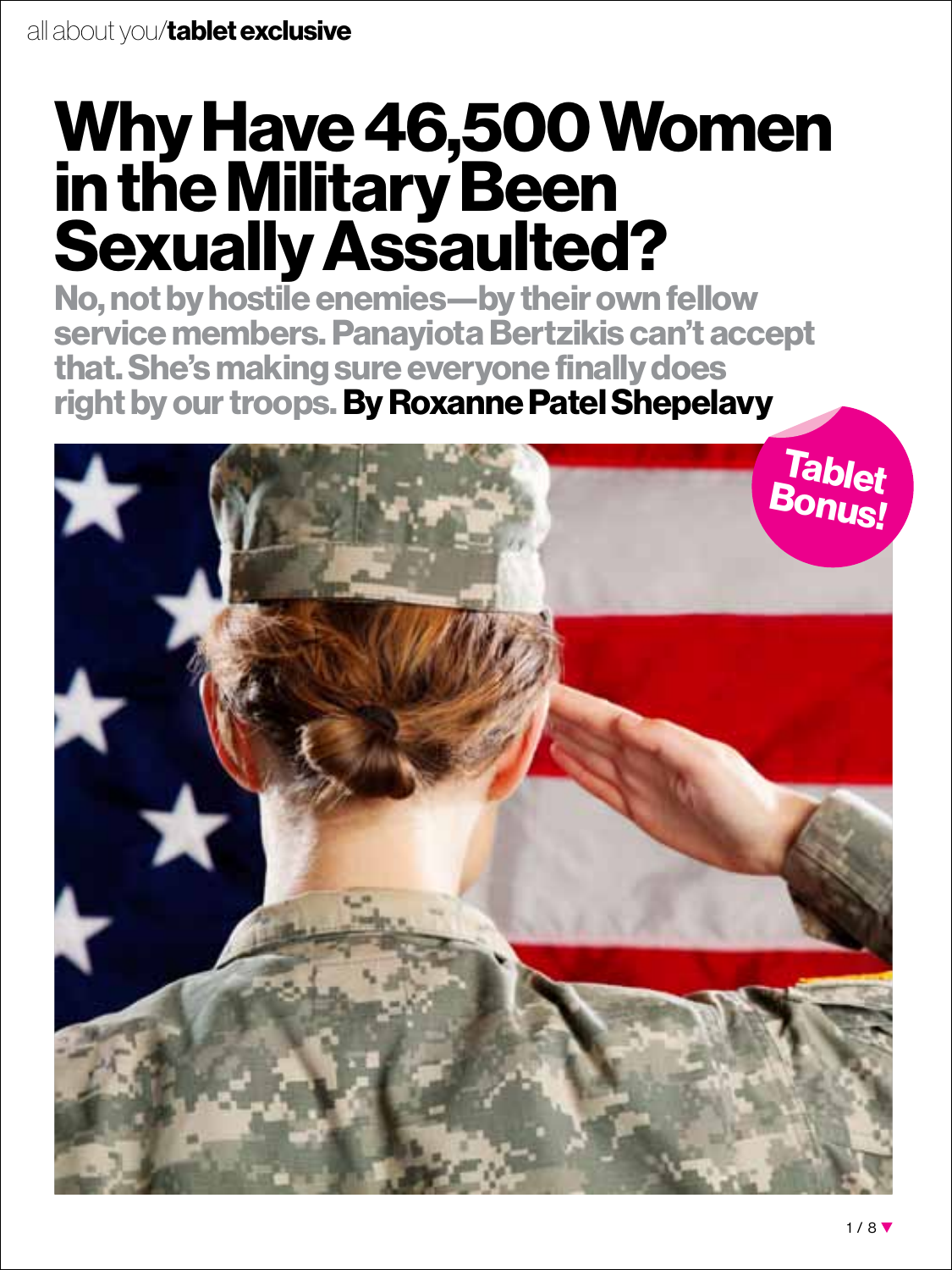all about you/**tablet exclusive**

# Why Have 46,500 Women in the Military Been Sexually Assaulted?

**No, not by hostile enemies—by their own fellow service members. Panayiota Bertzikis can't accept that. She's making sure everyone finally does right by our troops. By Roxanne Patel Shepelavy**

Tablet Bonus!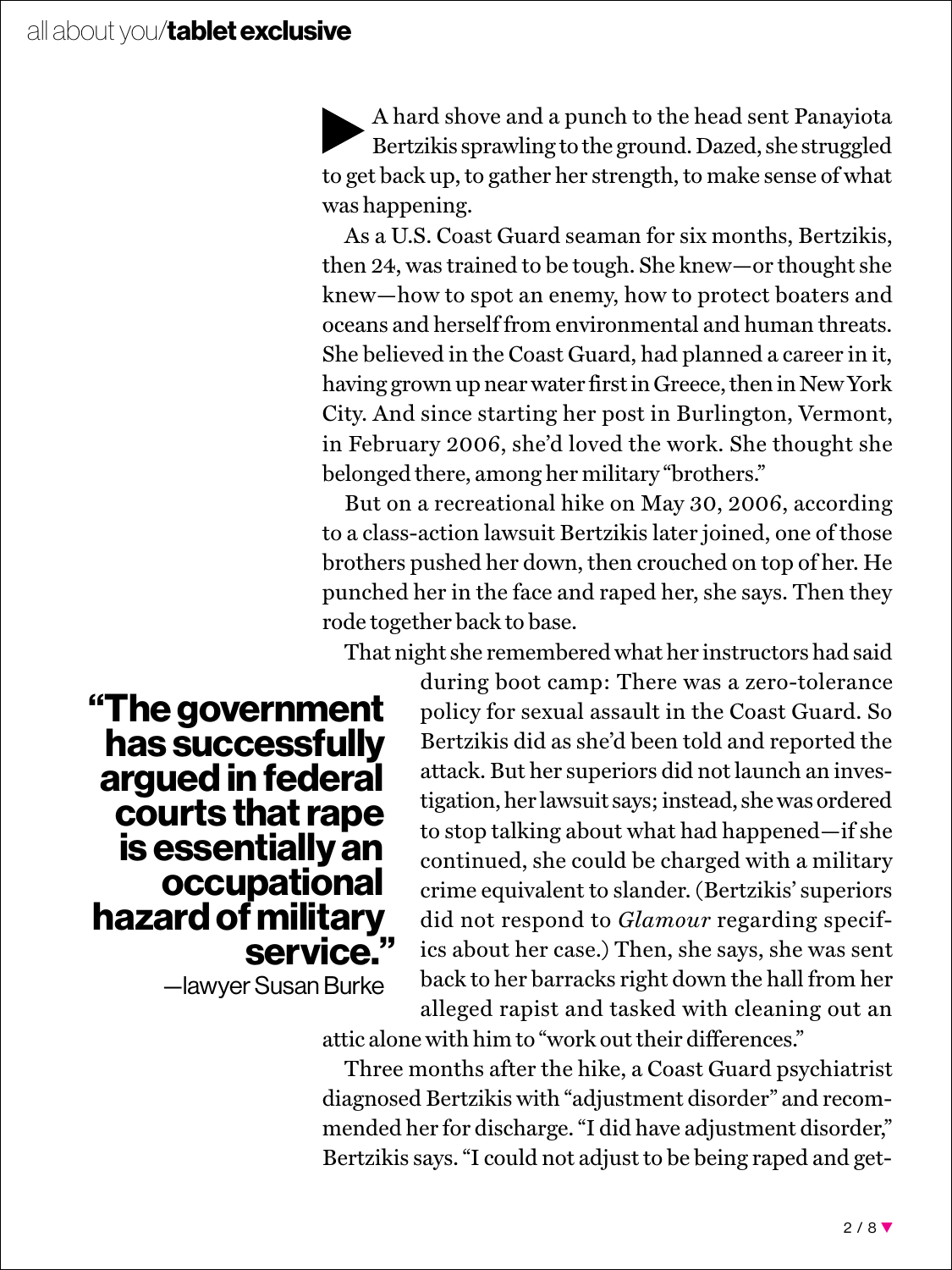A hard shove and a punch to the head sent Panayiota Bertzikis sprawling to the ground. Dazed, she struggled to get back up, to gather her strength, to make sense of what was happening.

As a U.S. Coast Guard seaman for six months, Bertzikis, then 24, was trained to be tough. She knew—or thought she knew—how to spot an enemy, how to protect boaters and oceans and herself from environmental and human threats. She believed in the Coast Guard, had planned a career in it, having grown up near water first in Greece, then in New York City. And since starting her post in Burlington, Vermont, in February 2006, she'd loved the work. She thought she belonged there, among her military "brothers."

But on a recreational hike on May 30, 2006, according to a class-action lawsuit Bertzikis later joined, one of those brothers pushed her down, then crouched on top of her. He punched her in the face and raped her, she says. Then they rode together back to base.

That night she remembered what her instructors had said during boot camp: There was a zero-tolerance policy for sexual assault in the Coast Guard. So Bertzikis did as she'd been told and reported the attack. But her superiors did not launch an investigation, her lawsuit says; instead, she was ordered to stop talking about what had happened—if she continued, she could be charged with a military crime equivalent to slander. (Bertzikis' superiors did not respond to *Glamour* regarding specifics about her case.) Then, she says, she was sent back to her barracks right down the hall from her alleged rapist and tasked with cleaning out an attic alone with him to "work out their differences."

> **"The government has successfully argued in federal courts that rape is essentially an occupational hazard of military service."**
> —lawyer Susan Burke

Three months after the hike, a Coast Guard psychiatrist diagnosed Bertzikis with "adjustment disorder" and recommended her for discharge. "I did have adjustment disorder," Bertzikis says. "I could not adjust to be being raped and get-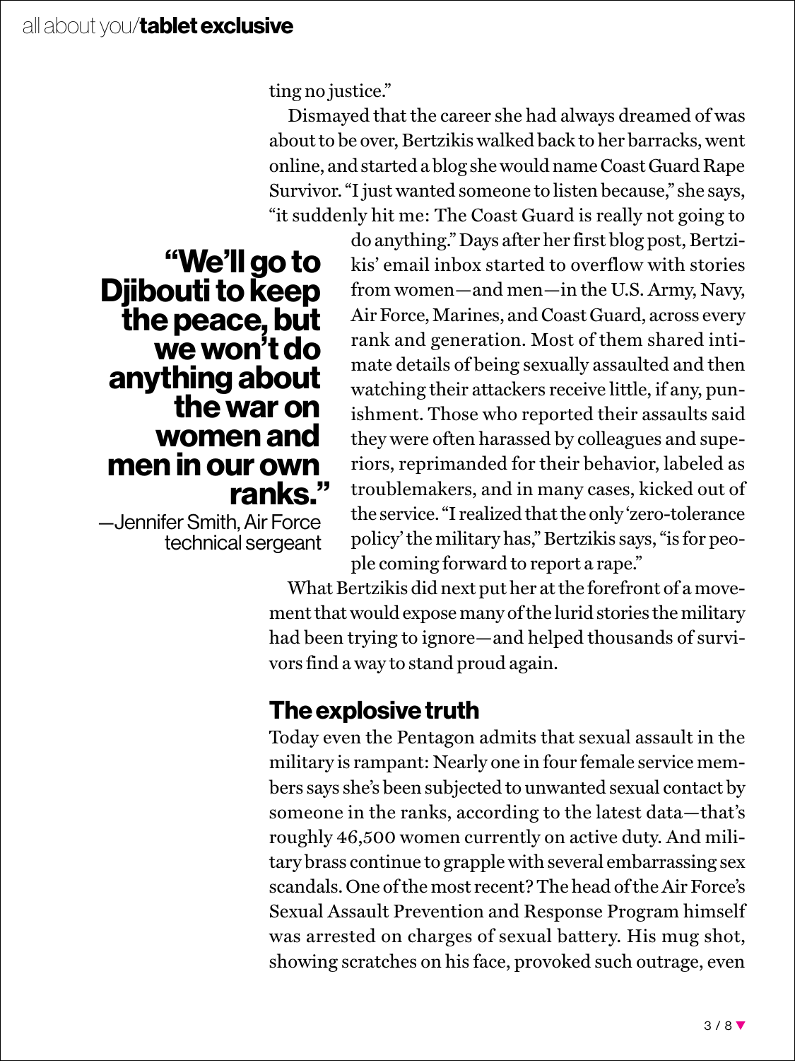ting no justice."

Dismayed that the career she had always dreamed of was about to be over, Bertzikis walked back to her barracks, went online, and started a blog she would name Coast Guard Rape Survivor. "I just wanted someone to listen because," she says, "it suddenly hit me: The Coast Guard is really not going to do anything." Days after her first blog post, Bertzikis' email inbox started to overflow with stories from women—and men—in the U.S. Army, Navy, Air Force, Marines, and Coast Guard, across every rank and generation. Most of them shared intimate details of being sexually assaulted and then watching their attackers receive little, if any, punishment. Those who reported their assaults said they were often harassed by colleagues and superiors, reprimanded for their behavior, labeled as troublemakers, and in many cases, kicked out of the service. "I realized that the only 'zero-tolerance policy' the military has," Bertzikis says, "is for people coming forward to report a rape."

> **"We'll go to Djibouti to keep the peace, but we won't do anything about the war on women and men in our own ranks."**
> —Jennifer Smith, Air Force technical sergeant

What Bertzikis did next put her at the forefront of a movement that would expose many of the lurid stories the military had been trying to ignore—and helped thousands of survivors find a way to stand proud again.

## The explosive truth

Today even the Pentagon admits that sexual assault in the military is rampant: Nearly one in four female service members says she's been subjected to unwanted sexual contact by someone in the ranks, according to the latest data—that's roughly 46,500 women currently on active duty. And military brass continue to grapple with several embarrassing sex scandals. One of the most recent? The head of the Air Force's Sexual Assault Prevention and Response Program himself was arrested on charges of sexual battery. His mug shot, showing scratches on his face, provoked such outrage, even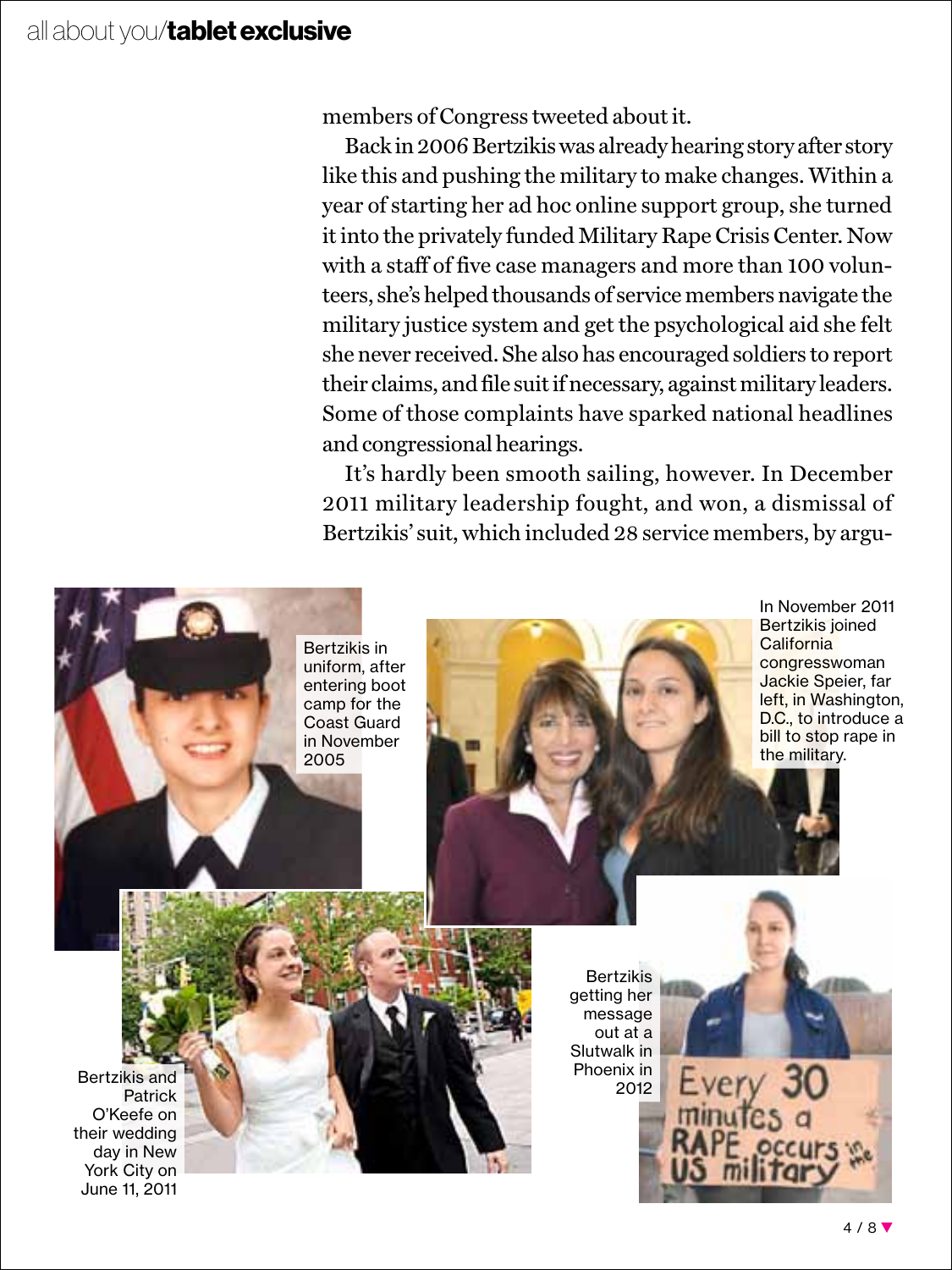members of Congress tweeted about it.

Back in 2006 Bertzikis was already hearing story after story like this and pushing the military to make changes. Within a year of starting her ad hoc online support group, she turned it into the privately funded Military Rape Crisis Center. Now with a staff of five case managers and more than 100 volunteers, she's helped thousands of service members navigate the military justice system and get the psychological aid she felt she never received. She also has encouraged soldiers to report their claims, and file suit if necessary, against military leaders. Some of those complaints have sparked national headlines and congressional hearings.

It's hardly been smooth sailing, however. In December 2011 military leadership fought, and won, a dismissal of Bertzikis' suit, which included 28 service members, by argu-

Bertzikis in uniform, after entering boot camp for the Coast Guard in November 2005

In November 2011 Bertzikis joined California congresswoman Jackie Speier, far left, in Washington, D.C., to introduce a bill to stop rape in the military.

Bertzikis and Patrick O'Keefe on their wedding day in New York City on June 11, 2011

Bertzikis getting her message out at a Slutwalk in Phoenix in 2012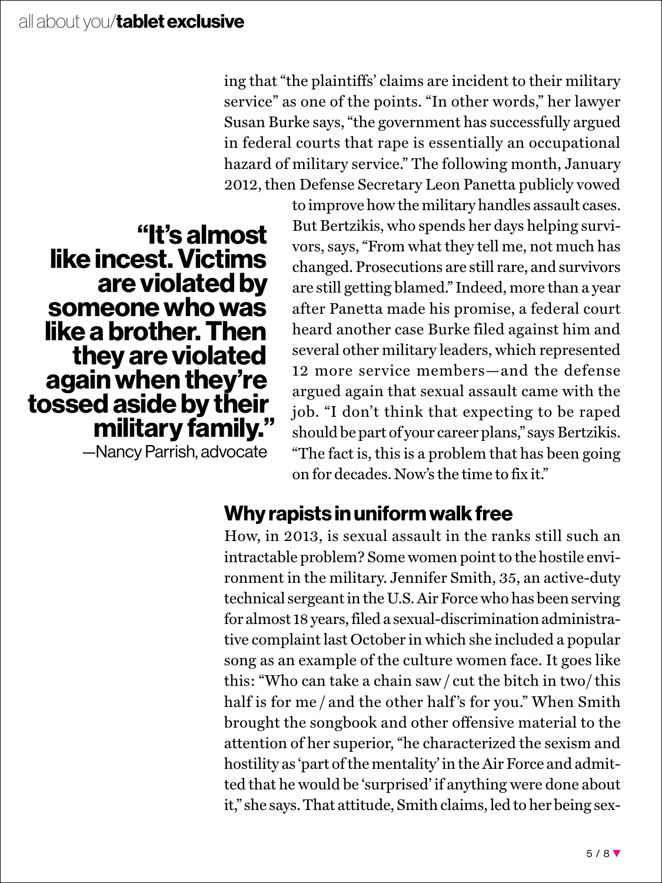ing that "the plaintiffs' claims are incident to their military service" as one of the points. "In other words," her lawyer Susan Burke says, "the government has successfully argued in federal courts that rape is essentially an occupational hazard of military service." The following month, January 2012, then Defense Secretary Leon Panetta publicly vowed to improve how the military handles assault cases. But Bertzikis, who spends her days helping survivors, says, "From what they tell me, not much has changed. Prosecutions are still rare, and survivors are still getting blamed." Indeed, more than a year after Panetta made his promise, a federal court heard another case Burke filed against him and several other military leaders, which represented 12 more service members—and the defense argued again that sexual assault came with the job. "I don't think that expecting to be raped should be part of your career plans," says Bertzikis. "The fact is, this is a problem that has been going on for decades. Now's the time to fix it."

> **"It's almost like incest. Victims are violated by someone who was like a brother. Then they are violated again when they're tossed aside by their military family."**
> —Nancy Parrish, advocate

## Why rapists in uniform walk free

How, in 2013, is sexual assault in the ranks still such an intractable problem? Some women point to the hostile environment in the military. Jennifer Smith, 35, an active-duty technical sergeant in the U.S. Air Force who has been serving for almost 18 years, filed a sexual-discrimination administrative complaint last October in which she included a popular song as an example of the culture women face. It goes like this: "Who can take a chain saw / cut the bitch in two/ this half is for me / and the other half's for you." When Smith brought the songbook and other offensive material to the attention of her superior, "he characterized the sexism and hostility as 'part of the mentality' in the Air Force and admitted that he would be 'surprised' if anything were done about it," she says. That attitude, Smith claims, led to her being sex-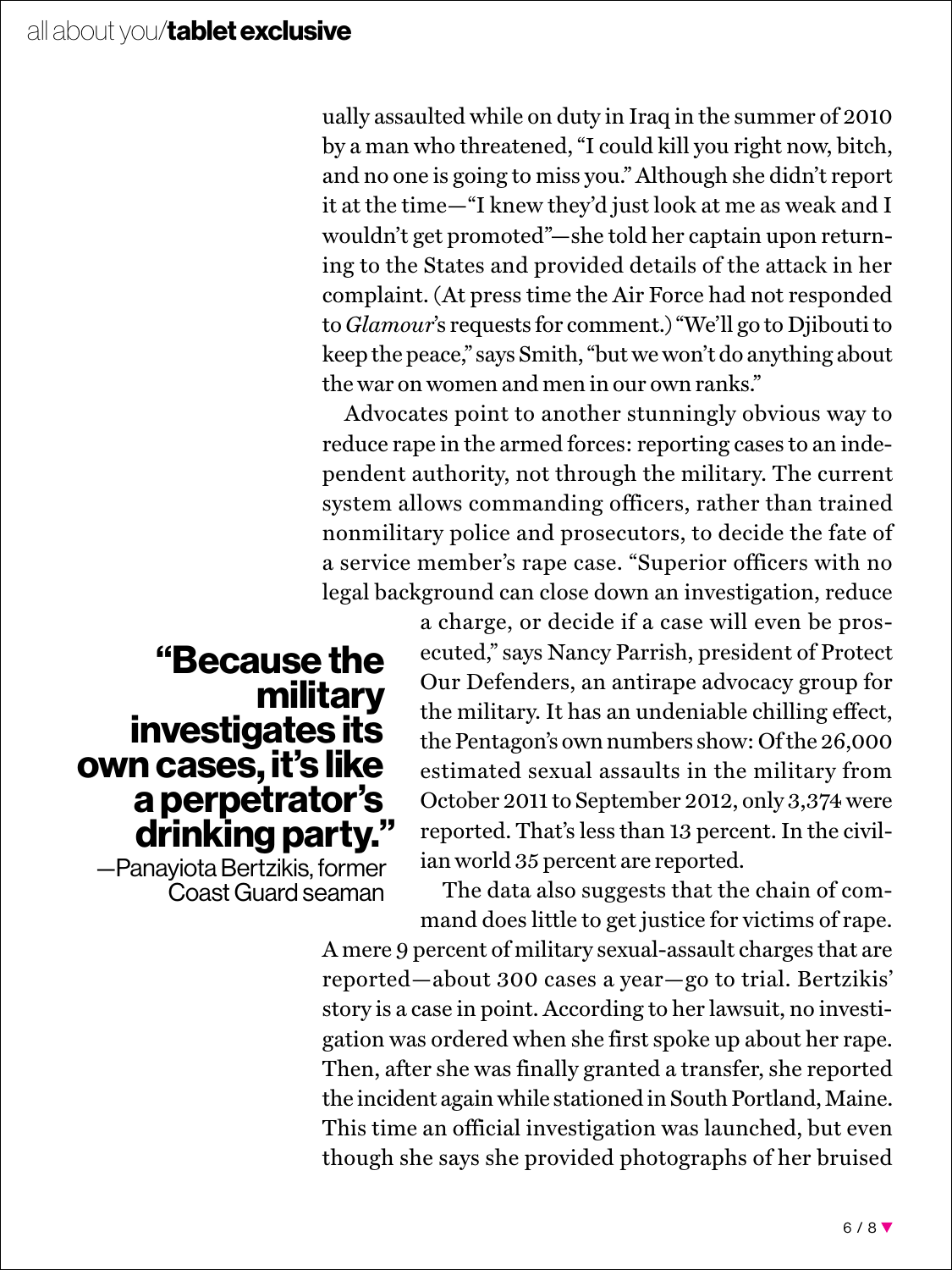ually assaulted while on duty in Iraq in the summer of 2010 by a man who threatened, "I could kill you right now, bitch, and no one is going to miss you." Although she didn't report it at the time—"I knew they'd just look at me as weak and I wouldn't get promoted"—she told her captain upon returning to the States and provided details of the attack in her complaint. (At press time the Air Force had not responded to *Glamour*'s requests for comment.) "We'll go to Djibouti to keep the peace," says Smith, "but we won't do anything about the war on women and men in our own ranks."

Advocates point to another stunningly obvious way to reduce rape in the armed forces: reporting cases to an independent authority, not through the military. The current system allows commanding officers, rather than trained nonmilitary police and prosecutors, to decide the fate of a service member's rape case. "Superior officers with no legal background can close down an investigation, reduce a charge, or decide if a case will even be prosecuted," says Nancy Parrish, president of Protect Our Defenders, an antirape advocacy group for the military. It has an undeniable chilling effect, the Pentagon's own numbers show: Of the 26,000 estimated sexual assaults in the military from October 2011 to September 2012, only 3,374 were reported. That's less than 13 percent. In the civilian world 35 percent are reported.

> **"Because the military investigates its own cases, it's like a perpetrator's drinking party."**
> —Panayiota Bertzikis, former Coast Guard seaman

The data also suggests that the chain of command does little to get justice for victims of rape. A mere 9 percent of military sexual-assault charges that are reported—about 300 cases a year—go to trial. Bertzikis' story is a case in point. According to her lawsuit, no investigation was ordered when she first spoke up about her rape. Then, after she was finally granted a transfer, she reported the incident again while stationed in South Portland, Maine. This time an official investigation was launched, but even though she says she provided photographs of her bruised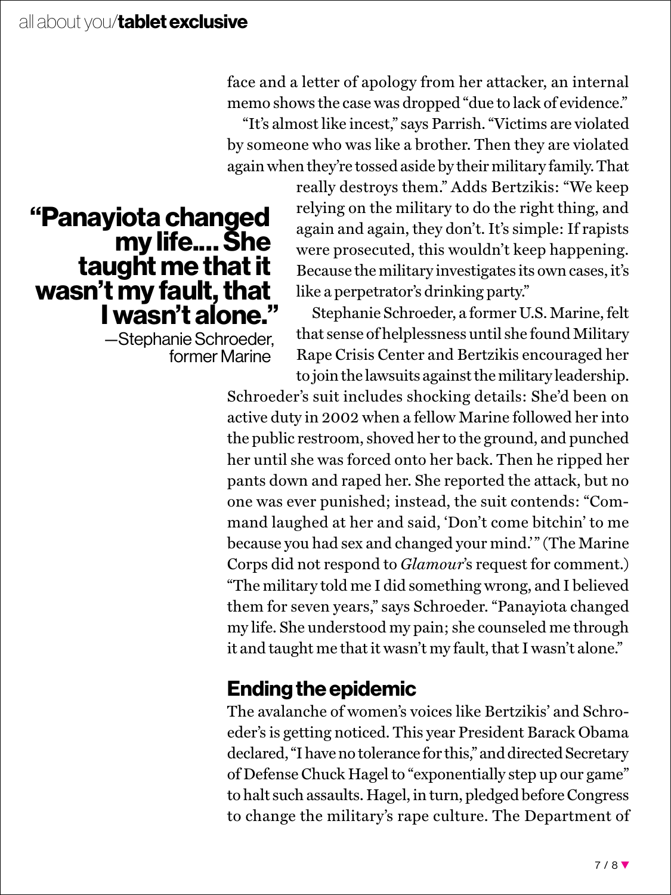face and a letter of apology from her attacker, an internal memo shows the case was dropped "due to lack of evidence."

"It's almost like incest," says Parrish. "Victims are violated by someone who was like a brother. Then they are violated again when they're tossed aside by their military family. That really destroys them." Adds Bertzikis: "We keep relying on the military to do the right thing, and again and again, they don't. It's simple: If rapists were prosecuted, this wouldn't keep happening. Because the military investigates its own cases, it's like a perpetrator's drinking party."

> **"Panayiota changed my life.... She taught me that it wasn't my fault, that I wasn't alone."**
> —Stephanie Schroeder, former Marine

Stephanie Schroeder, a former U.S. Marine, felt that sense of helplessness until she found Military Rape Crisis Center and Bertzikis encouraged her to join the lawsuits against the military leadership. Schroeder's suit includes shocking details: She'd been on active duty in 2002 when a fellow Marine followed her into the public restroom, shoved her to the ground, and punched her until she was forced onto her back. Then he ripped her pants down and raped her. She reported the attack, but no one was ever punished; instead, the suit contends: "Command laughed at her and said, 'Don't come bitchin' to me because you had sex and changed your mind.'" (The Marine Corps did not respond to *Glamour*'s request for comment.) "The military told me I did something wrong, and I believed them for seven years," says Schroeder. "Panayiota changed my life. She understood my pain; she counseled me through it and taught me that it wasn't my fault, that I wasn't alone."

## Ending the epidemic

The avalanche of women's voices like Bertzikis' and Schroeder's is getting noticed. This year President Barack Obama declared, "I have no tolerance for this," and directed Secretary of Defense Chuck Hagel to "exponentially step up our game" to halt such assaults. Hagel, in turn, pledged before Congress to change the military's rape culture. The Department of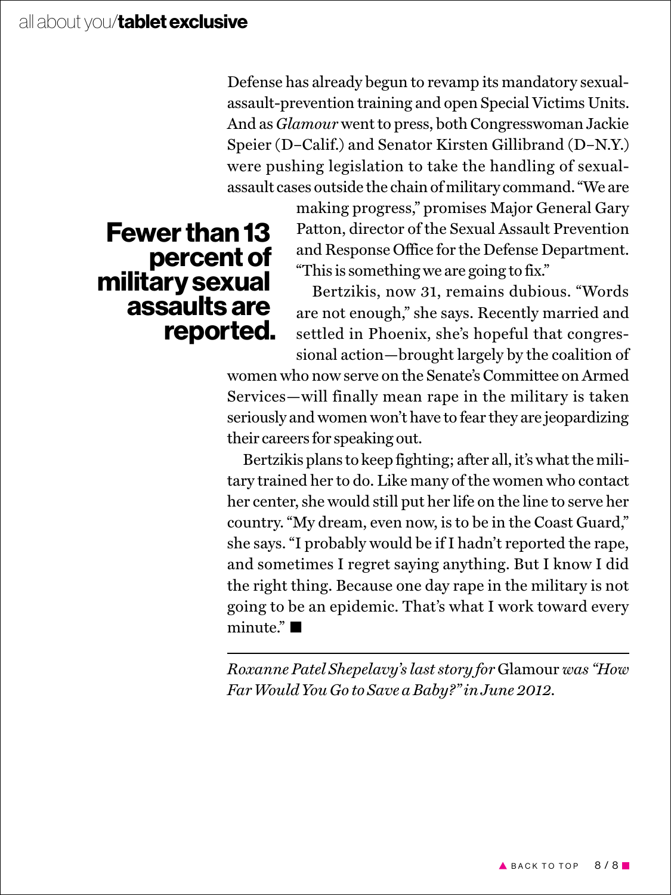Defense has already begun to revamp its mandatory sexual-assault-prevention training and open Special Victims Units. And as *Glamour* went to press, both Congresswoman Jackie Speier (D–Calif.) and Senator Kirsten Gillibrand (D–N.Y.) were pushing legislation to take the handling of sexual-assault cases outside the chain of military command. "We are making progress," promises Major General Gary Patton, director of the Sexual Assault Prevention and Response Office for the Defense Department. "This is something we are going to fix."

**Fewer than 13 percent of military sexual assaults are reported.**

Bertzikis, now 31, remains dubious. "Words are not enough," she says. Recently married and settled in Phoenix, she's hopeful that congressional action—brought largely by the coalition of women who now serve on the Senate's Committee on Armed Services—will finally mean rape in the military is taken seriously and women won't have to fear they are jeopardizing their careers for speaking out.

Bertzikis plans to keep fighting; after all, it's what the military trained her to do. Like many of the women who contact her center, she would still put her life on the line to serve her country. "My dream, even now, is to be in the Coast Guard," she says. "I probably would be if I hadn't reported the rape, and sometimes I regret saying anything. But I know I did the right thing. Because one day rape in the military is not going to be an epidemic. That's what I work toward every minute." ■

---

*Roxanne Patel Shepelavy's last story for* Glamour *was "How Far Would You Go to Save a Baby?" in June 2012.*